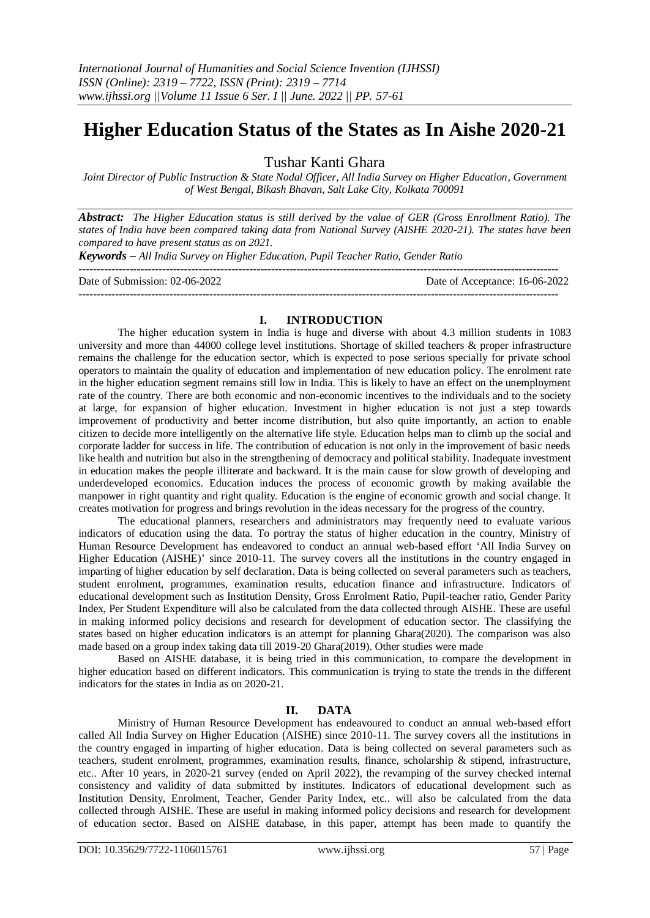# Higher Education Status of the States as In Aishe 2020-21

Tushar Kanti Ghara

*Joint Director of Public Instruction & State Nodal Officer, All India Survey on Higher Education, Government of West Bengal, Bikash Bhavan, Salt Lake City, Kolkata 700091*

***Abstract:*** *The Higher Education status is still derived by the value of GER (Gross Enrollment Ratio). The states of India have been compared taking data from National Survey (AISHE 2020-21). The states have been compared to have present status as on 2021.*

***Keywords –*** *All India Survey on Higher Education, Pupil Teacher Ratio, Gender Ratio*

---

Date of Submission: 02-06-2022 Date of Acceptance: 16-06-2022

---

## I. INTRODUCTION

The higher education system in India is huge and diverse with about 4.3 million students in 1083 university and more than 44000 college level institutions. Shortage of skilled teachers & proper infrastructure remains the challenge for the education sector, which is expected to pose serious specially for private school operators to maintain the quality of education and implementation of new education policy. The enrolment rate in the higher education segment remains still low in India. This is likely to have an effect on the unemployment rate of the country. There are both economic and non-economic incentives to the individuals and to the society at large, for expansion of higher education. Investment in higher education is not just a step towards improvement of productivity and better income distribution, but also quite importantly, an action to enable citizen to decide more intelligently on the alternative life style. Education helps man to climb up the social and corporate ladder for success in life. The contribution of education is not only in the improvement of basic needs like health and nutrition but also in the strengthening of democracy and political stability. Inadequate investment in education makes the people illiterate and backward. It is the main cause for slow growth of developing and underdeveloped economics. Education induces the process of economic growth by making available the manpower in right quantity and right quality. Education is the engine of economic growth and social change. It creates motivation for progress and brings revolution in the ideas necessary for the progress of the country.

The educational planners, researchers and administrators may frequently need to evaluate various indicators of education using the data. To portray the status of higher education in the country, Ministry of Human Resource Development has endeavored to conduct an annual web-based effort 'All India Survey on Higher Education (AISHE)' since 2010-11. The survey covers all the institutions in the country engaged in imparting of higher education by self declaration. Data is being collected on several parameters such as teachers, student enrolment, programmes, examination results, education finance and infrastructure. Indicators of educational development such as Institution Density, Gross Enrolment Ratio, Pupil-teacher ratio, Gender Parity Index, Per Student Expenditure will also be calculated from the data collected through AISHE. These are useful in making informed policy decisions and research for development of education sector. The classifying the states based on higher education indicators is an attempt for planning Ghara(2020). The comparison was also made based on a group index taking data till 2019-20 Ghara(2019). Other studies were made

Based on AISHE database, it is being tried in this communication, to compare the development in higher education based on different indicators. This communication is trying to state the trends in the different indicators for the states in India as on 2020-21.

## II. DATA

Ministry of Human Resource Development has endeavoured to conduct an annual web-based effort called All India Survey on Higher Education (AISHE) since 2010-11. The survey covers all the institutions in the country engaged in imparting of higher education. Data is being collected on several parameters such as teachers, student enrolment, programmes, examination results, finance, scholarship & stipend, infrastructure, etc.. After 10 years, in 2020-21 survey (ended on April 2022), the revamping of the survey checked internal consistency and validity of data submitted by institutes. Indicators of educational development such as Institution Density, Enrolment, Teacher, Gender Parity Index, etc.. will also be calculated from the data collected through AISHE. These are useful in making informed policy decisions and research for development of education sector. Based on AISHE database, in this paper, attempt has been made to quantify the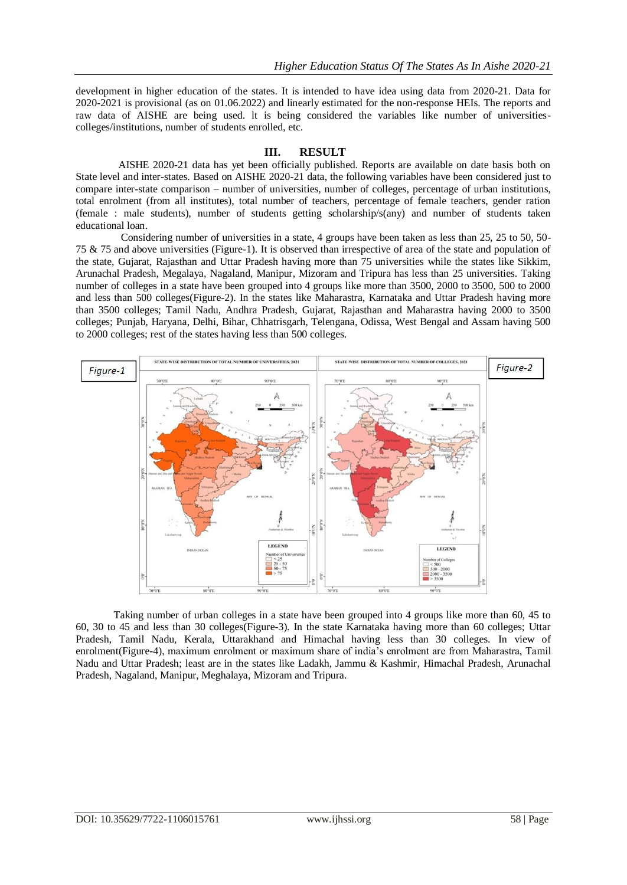development in higher education of the states. It is intended to have idea using data from 2020-21. Data for 2020-2021 is provisional (as on 01.06.2022) and linearly estimated for the non-response HEIs. The reports and raw data of AISHE are being used. It is being considered the variables like number of universities-colleges/institutions, number of students enrolled, etc.

## III. RESULT

AISHE 2020-21 data has yet been officially published. Reports are available on date basis both on State level and inter-states. Based on AISHE 2020-21 data, the following variables have been considered just to compare inter-state comparison – number of universities, number of colleges, percentage of urban institutions, total enrolment (from all institutes), total number of teachers, percentage of female teachers, gender ration (female : male students), number of students getting scholarship/s(any) and number of students taken educational loan.

Considering number of universities in a state, 4 groups have been taken as less than 25, 25 to 50, 50-75 & 75 and above universities (Figure-1). It is observed than irrespective of area of the state and population of the state, Gujarat, Rajasthan and Uttar Pradesh having more than 75 universities while the states like Sikkim, Arunachal Pradesh, Megalaya, Nagaland, Manipur, Mizoram and Tripura has less than 25 universities. Taking number of colleges in a state have been grouped into 4 groups like more than 3500, 2000 to 3500, 500 to 2000 and less than 500 colleges(Figure-2). In the states like Maharastra, Karnataka and Uttar Pradesh having more than 3500 colleges; Tamil Nadu, Andhra Pradesh, Gujarat, Rajasthan and Maharastra having 2000 to 3500 colleges; Punjab, Haryana, Delhi, Bihar, Chhatrisgarh, Telengana, Odissa, West Bengal and Assam having 500 to 2000 colleges; rest of the states having less than 500 colleges.

Figure-1

Figure-2

Taking number of urban colleges in a state have been grouped into 4 groups like more than 60, 45 to 60, 30 to 45 and less than 30 colleges(Figure-3). In the state Karnataka having more than 60 colleges; Uttar Pradesh, Tamil Nadu, Kerala, Uttarakhand and Himachal having less than 30 colleges. In view of enrolment(Figure-4), maximum enrolment or maximum share of india's enrolment are from Maharastra, Tamil Nadu and Uttar Pradesh; least are in the states like Ladakh, Jammu & Kashmir, Himachal Pradesh, Arunachal Pradesh, Nagaland, Manipur, Meghalaya, Mizoram and Tripura.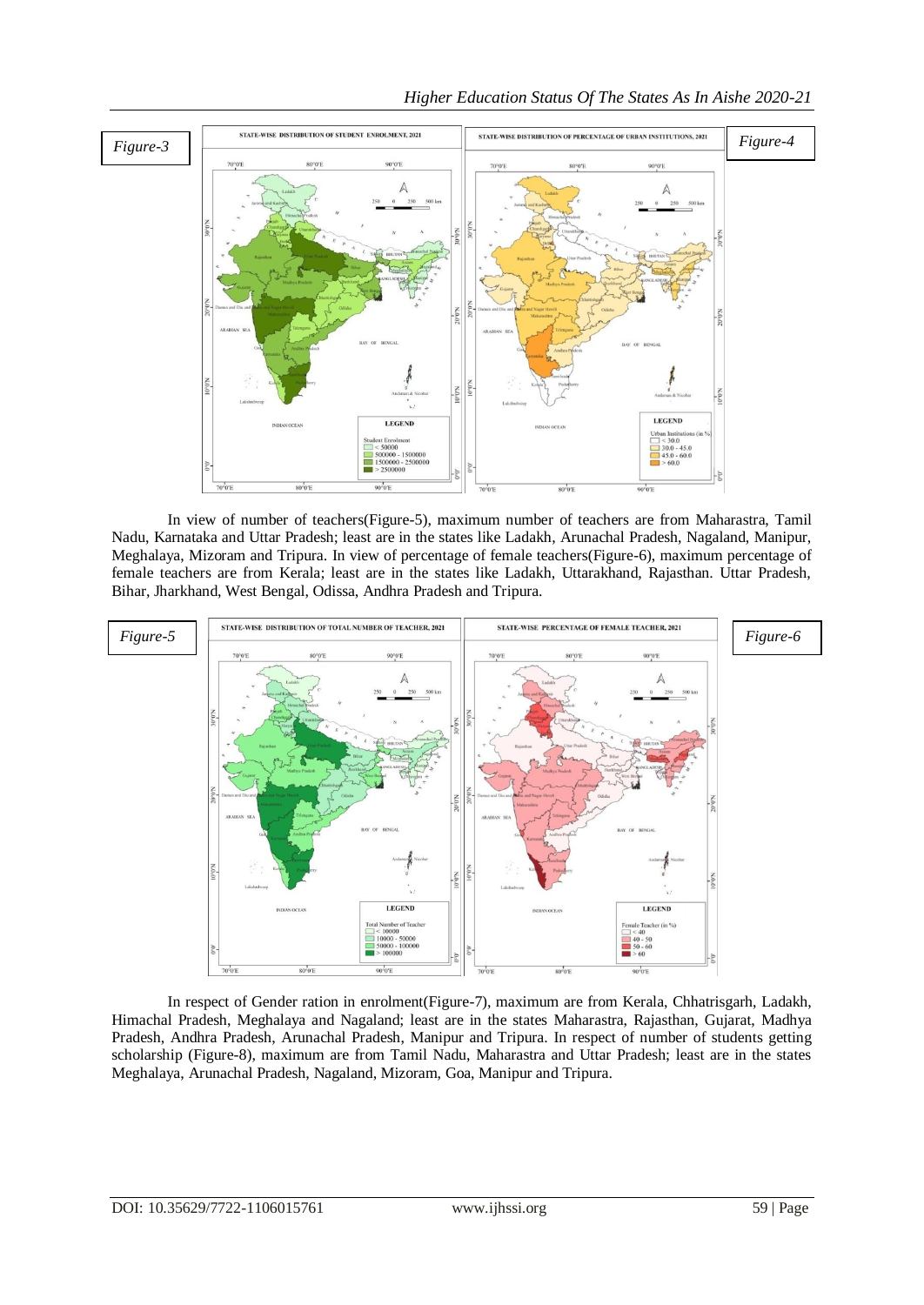*Figure-3*

*Figure-4*

In view of number of teachers(Figure-5), maximum number of teachers are from Maharastra, Tamil Nadu, Karnataka and Uttar Pradesh; least are in the states like Ladakh, Arunachal Pradesh, Nagaland, Manipur, Meghalaya, Mizoram and Tripura. In view of percentage of female teachers(Figure-6), maximum percentage of female teachers are from Kerala; least are in the states like Ladakh, Uttarakhand, Rajasthan. Uttar Pradesh, Bihar, Jharkhand, West Bengal, Odissa, Andhra Pradesh and Tripura.

*Figure-5*

*Figure-6*

In respect of Gender ration in enrolment(Figure-7), maximum are from Kerala, Chhatrisgarh, Ladakh, Himachal Pradesh, Meghalaya and Nagaland; least are in the states Maharastra, Rajasthan, Gujarat, Madhya Pradesh, Andhra Pradesh, Arunachal Pradesh, Manipur and Tripura. In respect of number of students getting scholarship (Figure-8), maximum are from Tamil Nadu, Maharastra and Uttar Pradesh; least are in the states Meghalaya, Arunachal Pradesh, Nagaland, Mizoram, Goa, Manipur and Tripura.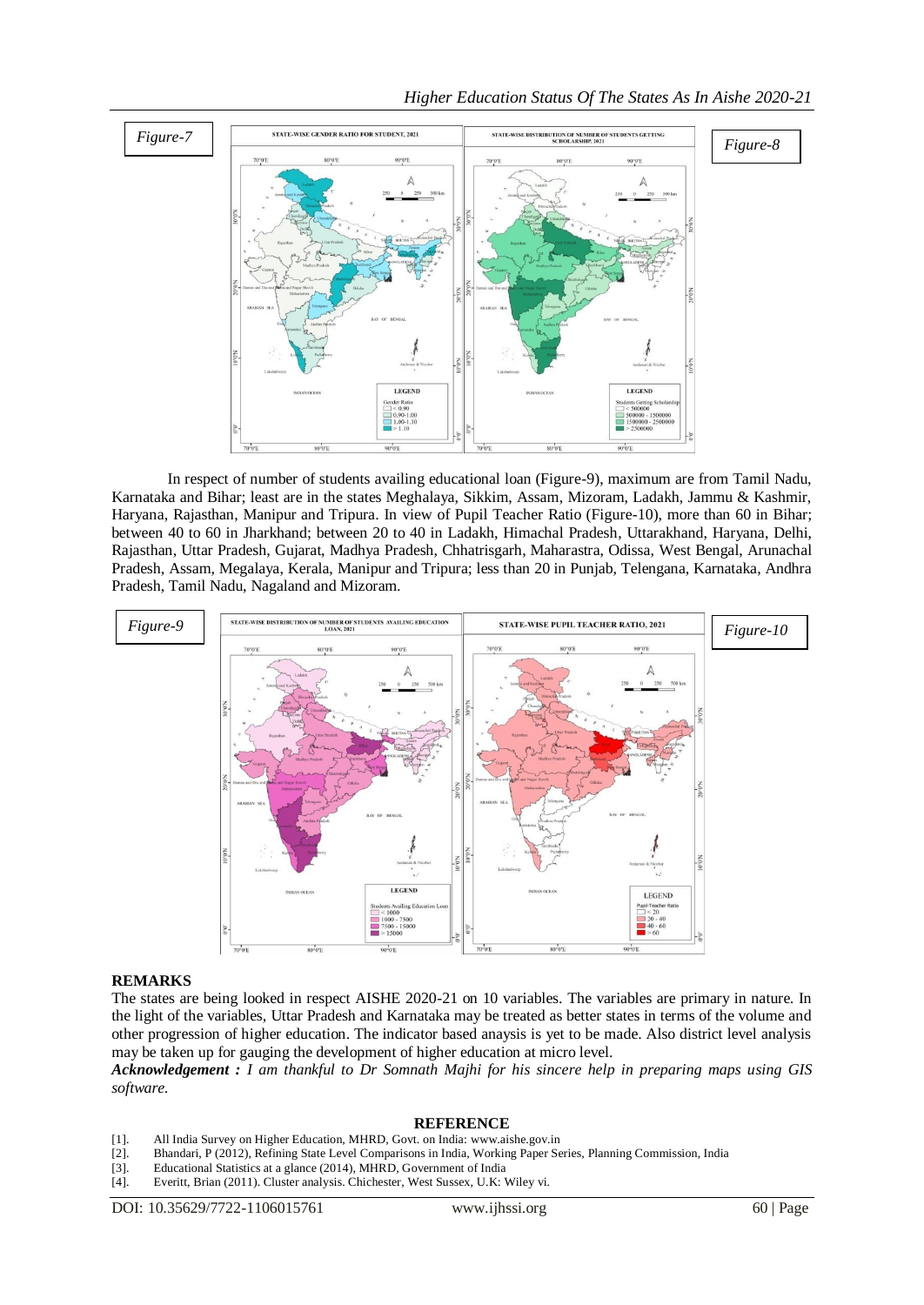Figure-7

Figure-8

In respect of number of students availing educational loan (Figure-9), maximum are from Tamil Nadu, Karnataka and Bihar; least are in the states Meghalaya, Sikkim, Assam, Mizoram, Ladakh, Jammu & Kashmir, Haryana, Rajasthan, Manipur and Tripura. In view of Pupil Teacher Ratio (Figure-10), more than 60 in Bihar; between 40 to 60 in Jharkhand; between 20 to 40 in Ladakh, Himachal Pradesh, Uttarakhand, Haryana, Delhi, Rajasthan, Uttar Pradesh, Gujarat, Madhya Pradesh, Chhatrisgarh, Maharastra, Odissa, West Bengal, Arunachal Pradesh, Assam, Megalaya, Kerala, Manipur and Tripura; less than 20 in Punjab, Telengana, Karnataka, Andhra Pradesh, Tamil Nadu, Nagaland and Mizoram.

Figure-9

Figure-10

## REMARKS

The states are being looked in respect AISHE 2020-21 on 10 variables. The variables are primary in nature. In the light of the variables, Uttar Pradesh and Karnataka may be treated as better states in terms of the volume and other progression of higher education. The indicator based anaysis is yet to be made. Also district level analysis may be taken up for gauging the development of higher education at micro level.

***Acknowledgement :*** *I am thankful to Dr Somnath Majhi for his sincere help in preparing maps using GIS software.*

## REFERENCE

[1]. All India Survey on Higher Education, MHRD, Govt. on India: www.aishe.gov.in

[2]. Bhandari, P (2012), Refining State Level Comparisons in India, Working Paper Series, Planning Commission, India

[3]. Educational Statistics at a glance (2014), MHRD, Government of India

[4]. Everitt, Brian (2011). Cluster analysis. Chichester, West Sussex, U.K: Wiley vi.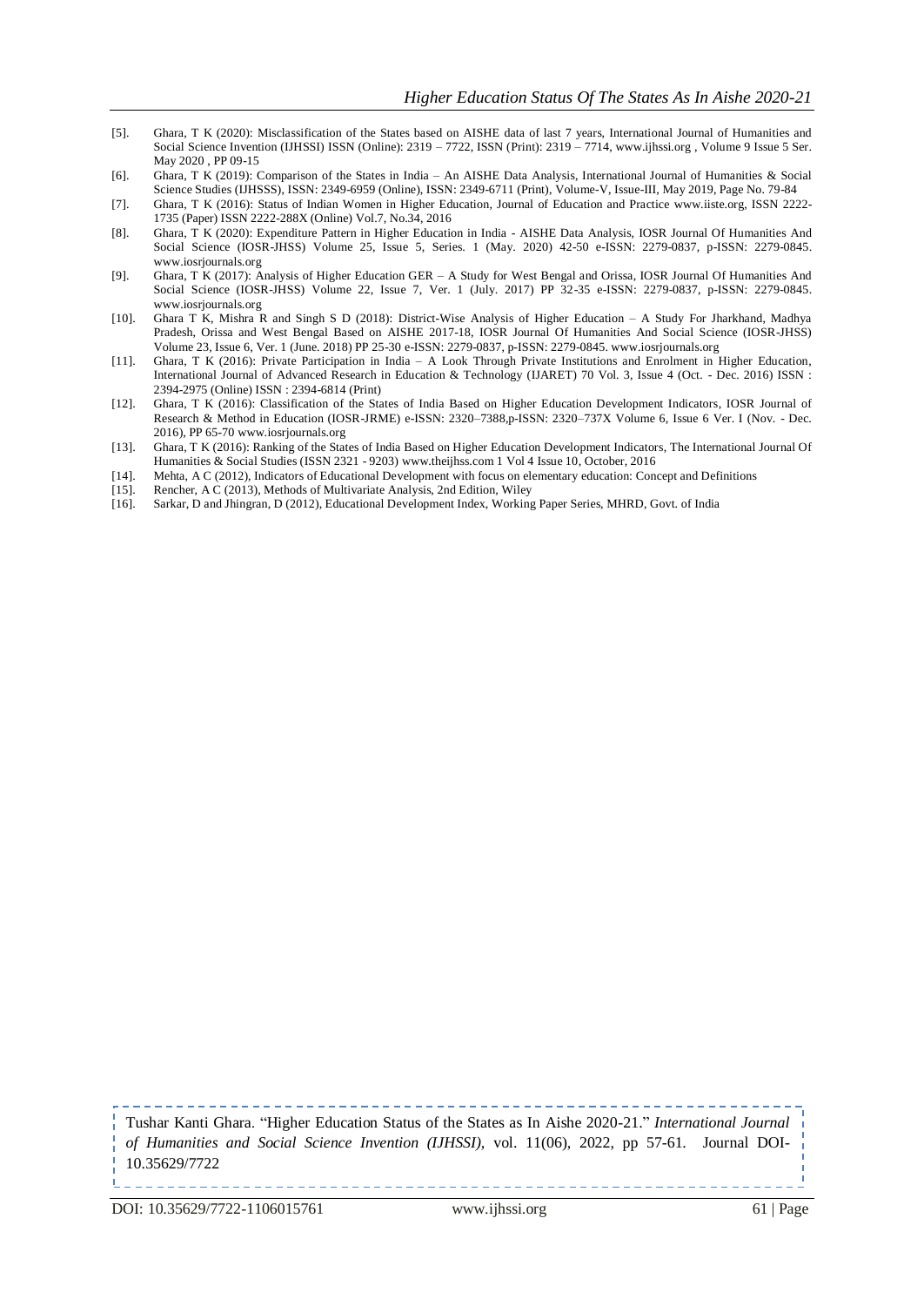[5]. Ghara, T K (2020): Misclassification of the States based on AISHE data of last 7 years, International Journal of Humanities and Social Science Invention (IJHSSI) ISSN (Online): 2319 – 7722, ISSN (Print): 2319 – 7714, www.ijhssi.org , Volume 9 Issue 5 Ser. May 2020 , PP 09-15

[6]. Ghara, T K (2019): Comparison of the States in India – An AISHE Data Analysis, International Journal of Humanities & Social Science Studies (IJHSSS), ISSN: 2349-6959 (Online), ISSN: 2349-6711 (Print), Volume-V, Issue-III, May 2019, Page No. 79-84

[7]. Ghara, T K (2016): Status of Indian Women in Higher Education, Journal of Education and Practice www.iiste.org, ISSN 2222-1735 (Paper) ISSN 2222-288X (Online) Vol.7, No.34, 2016

[8]. Ghara, T K (2020): Expenditure Pattern in Higher Education in India - AISHE Data Analysis, IOSR Journal Of Humanities And Social Science (IOSR-JHSS) Volume 25, Issue 5, Series. 1 (May. 2020) 42-50 e-ISSN: 2279-0837, p-ISSN: 2279-0845. www.iosrjournals.org

[9]. Ghara, T K (2017): Analysis of Higher Education GER – A Study for West Bengal and Orissa, IOSR Journal Of Humanities And Social Science (IOSR-JHSS) Volume 22, Issue 7, Ver. 1 (July. 2017) PP 32-35 e-ISSN: 2279-0837, p-ISSN: 2279-0845. www.iosrjournals.org

[10]. Ghara T K, Mishra R and Singh S D (2018): District-Wise Analysis of Higher Education – A Study For Jharkhand, Madhya Pradesh, Orissa and West Bengal Based on AISHE 2017-18, IOSR Journal Of Humanities And Social Science (IOSR-JHSS) Volume 23, Issue 6, Ver. 1 (June. 2018) PP 25-30 e-ISSN: 2279-0837, p-ISSN: 2279-0845. www.iosrjournals.org

[11]. Ghara, T K (2016): Private Participation in India – A Look Through Private Institutions and Enrolment in Higher Education, International Journal of Advanced Research in Education & Technology (IJARET) 70 Vol. 3, Issue 4 (Oct. - Dec. 2016) ISSN : 2394-2975 (Online) ISSN : 2394-6814 (Print)

[12]. Ghara, T K (2016): Classification of the States of India Based on Higher Education Development Indicators, IOSR Journal of Research & Method in Education (IOSR-JRME) e-ISSN: 2320–7388,p-ISSN: 2320–737X Volume 6, Issue 6 Ver. I (Nov. - Dec. 2016), PP 65-70 www.iosrjournals.org

[13]. Ghara, T K (2016): Ranking of the States of India Based on Higher Education Development Indicators, The International Journal Of Humanities & Social Studies (ISSN 2321 - 9203) www.theijhss.com 1 Vol 4 Issue 10, October, 2016

[14]. Mehta, A C (2012), Indicators of Educational Development with focus on elementary education: Concept and Definitions

[15]. Rencher, A C (2013), Methods of Multivariate Analysis, 2nd Edition, Wiley

[16]. Sarkar, D and Jhingran, D (2012), Educational Development Index, Working Paper Series, MHRD, Govt. of India

Tushar Kanti Ghara. "Higher Education Status of the States as In Aishe 2020-21." *International Journal of Humanities and Social Science Invention (IJHSSI)*, vol. 11(06), 2022, pp 57-61. Journal DOI- 10.35629/7722